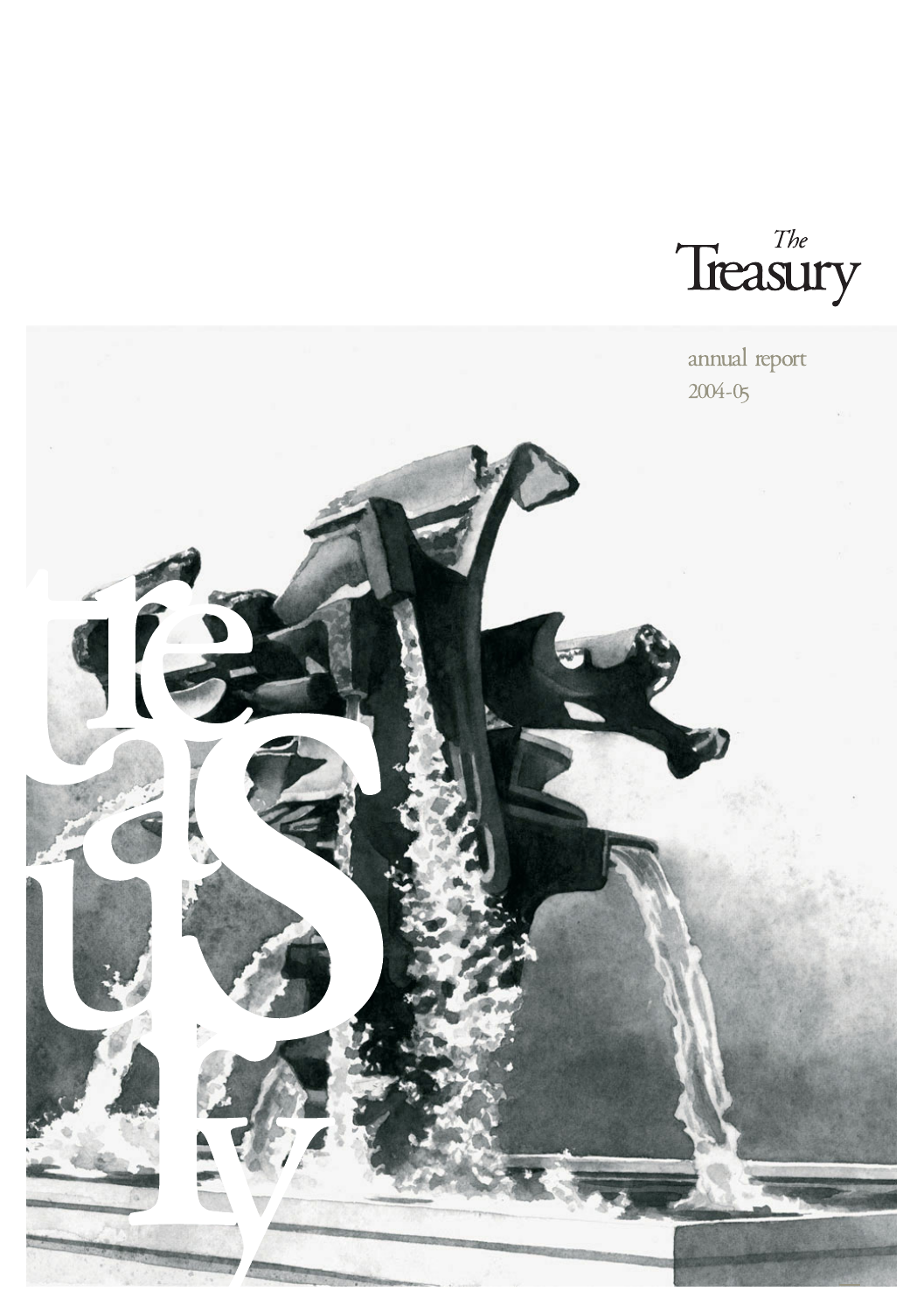*The*
# Treasury

annual report
2004-05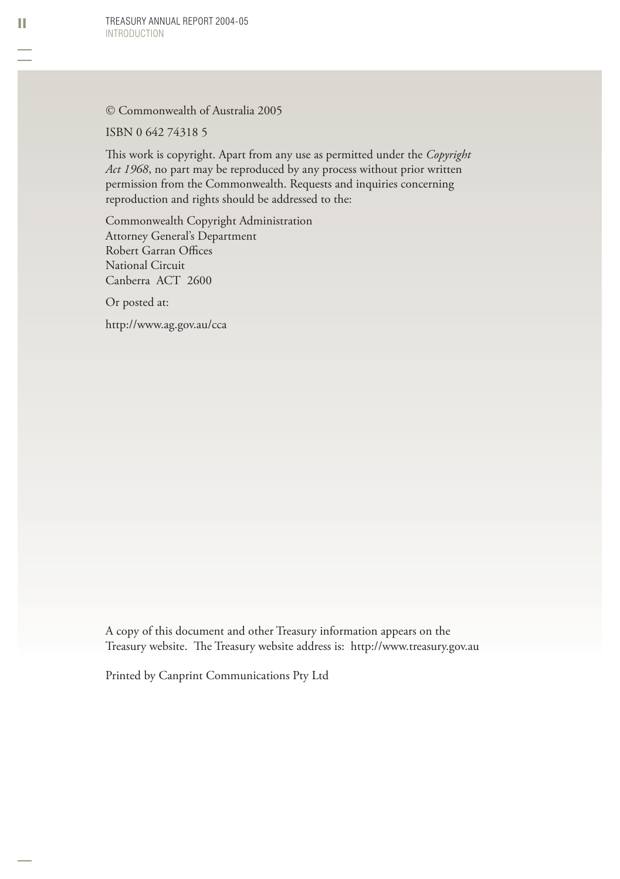© Commonwealth of Australia 2005

ISBN 0 642 74318 5

This work is copyright. Apart from any use as permitted under the *Copyright Act 1968*, no part may be reproduced by any process without prior written permission from the Commonwealth. Requests and inquiries concerning reproduction and rights should be addressed to the:

Commonwealth Copyright Administration
Attorney General's Department
Robert Garran Offices
National Circuit
Canberra ACT 2600

Or posted at:

http://www.ag.gov.au/cca

A copy of this document and other Treasury information appears on the Treasury website. The Treasury website address is: http://www.treasury.gov.au

Printed by Canprint Communications Pty Ltd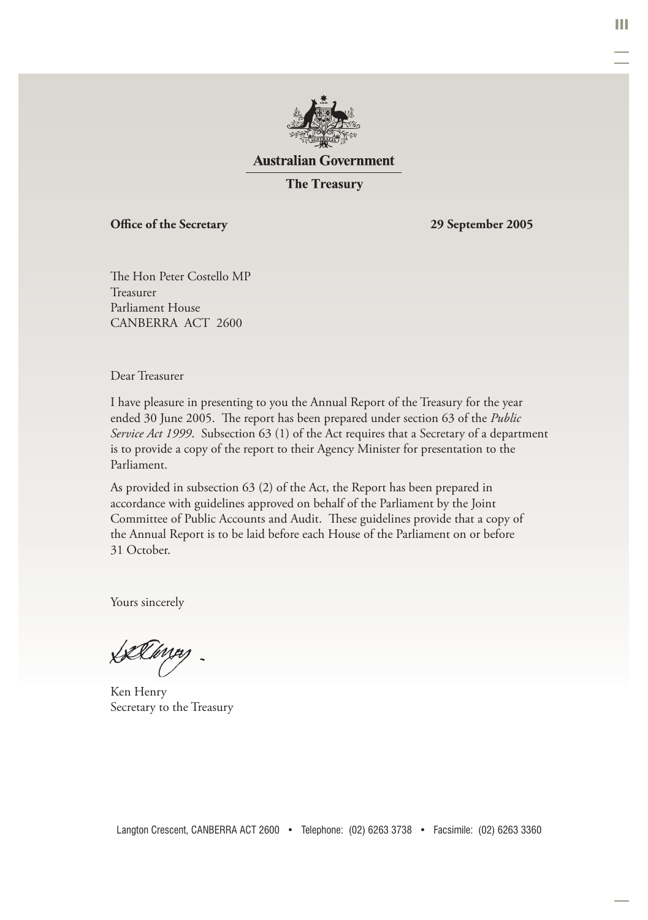**Australian Government**

**The Treasury**

**Office of the Secretary** **29 September 2005**

The Hon Peter Costello MP
Treasurer
Parliament House
CANBERRA ACT 2600

Dear Treasurer

I have pleasure in presenting to you the Annual Report of the Treasury for the year ended 30 June 2005. The report has been prepared under section 63 of the *Public Service Act 1999*. Subsection 63 (1) of the Act requires that a Secretary of a department is to provide a copy of the report to their Agency Minister for presentation to the Parliament.

As provided in subsection 63 (2) of the Act, the Report has been prepared in accordance with guidelines approved on behalf of the Parliament by the Joint Committee of Public Accounts and Audit. These guidelines provide that a copy of the Annual Report is to be laid before each House of the Parliament on or before 31 October.

Yours sincerely

Ken Henry
Secretary to the Treasury

Langton Crescent, CANBERRA ACT 2600 • Telephone: (02) 6263 3738 • Facsimile: (02) 6263 3360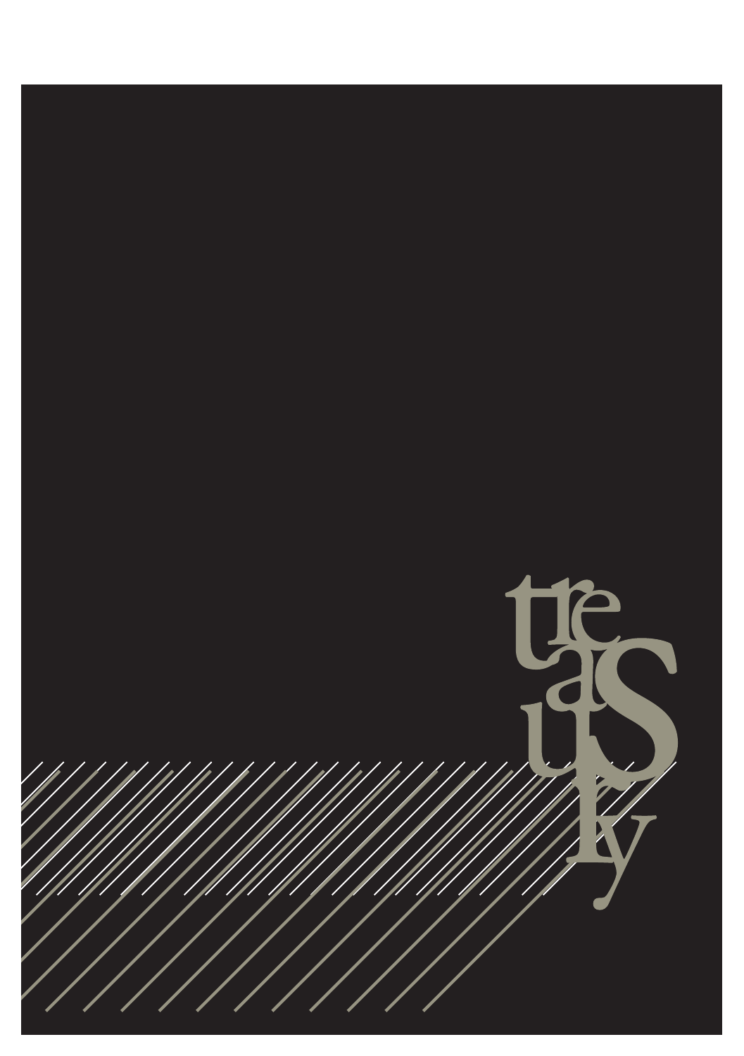treasury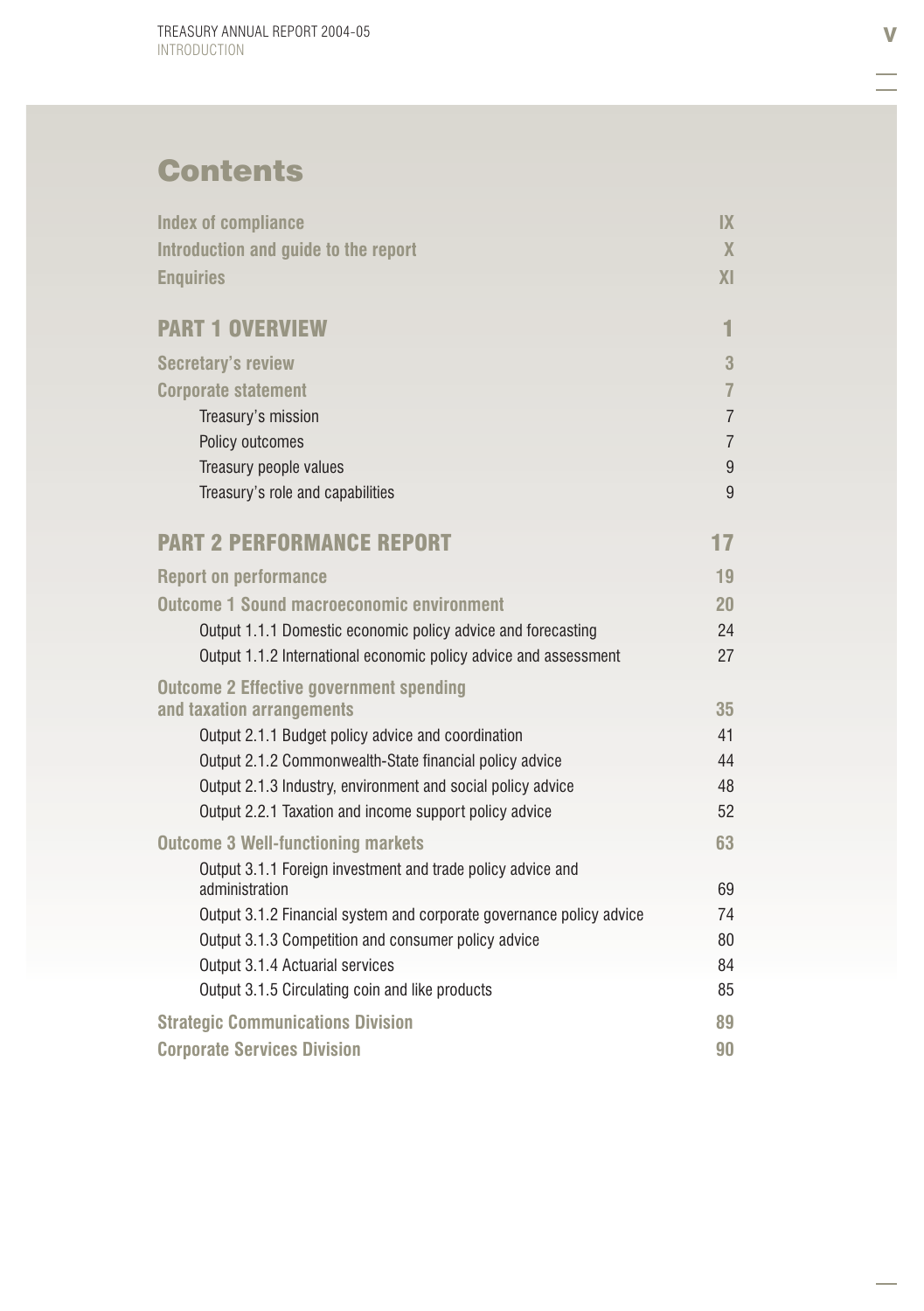# Contents

| | |
|---|---|
| **Index of compliance** | **IX** |
| **Introduction and guide to the report** | **X** |
| **Enquiries** | **XI** |
| **PART 1 OVERVIEW** | **1** |
| **Secretary's review** | **3** |
| **Corporate statement** | **7** |
| Treasury's mission | 7 |
| Policy outcomes | 7 |
| Treasury people values | 9 |
| Treasury's role and capabilities | 9 |
| **PART 2 PERFORMANCE REPORT** | **17** |
| **Report on performance** | **19** |
| **Outcome 1 Sound macroeconomic environment** | **20** |
| Output 1.1.1 Domestic economic policy advice and forecasting | 24 |
| Output 1.1.2 International economic policy advice and assessment | 27 |
| **Outcome 2 Effective government spending and taxation arrangements** | **35** |
| Output 2.1.1 Budget policy advice and coordination | 41 |
| Output 2.1.2 Commonwealth-State financial policy advice | 44 |
| Output 2.1.3 Industry, environment and social policy advice | 48 |
| Output 2.2.1 Taxation and income support policy advice | 52 |
| **Outcome 3 Well-functioning markets** | **63** |
| Output 3.1.1 Foreign investment and trade policy advice and administration | 69 |
| Output 3.1.2 Financial system and corporate governance policy advice | 74 |
| Output 3.1.3 Competition and consumer policy advice | 80 |
| Output 3.1.4 Actuarial services | 84 |
| Output 3.1.5 Circulating coin and like products | 85 |
| **Strategic Communications Division** | **89** |
| **Corporate Services Division** | **90** |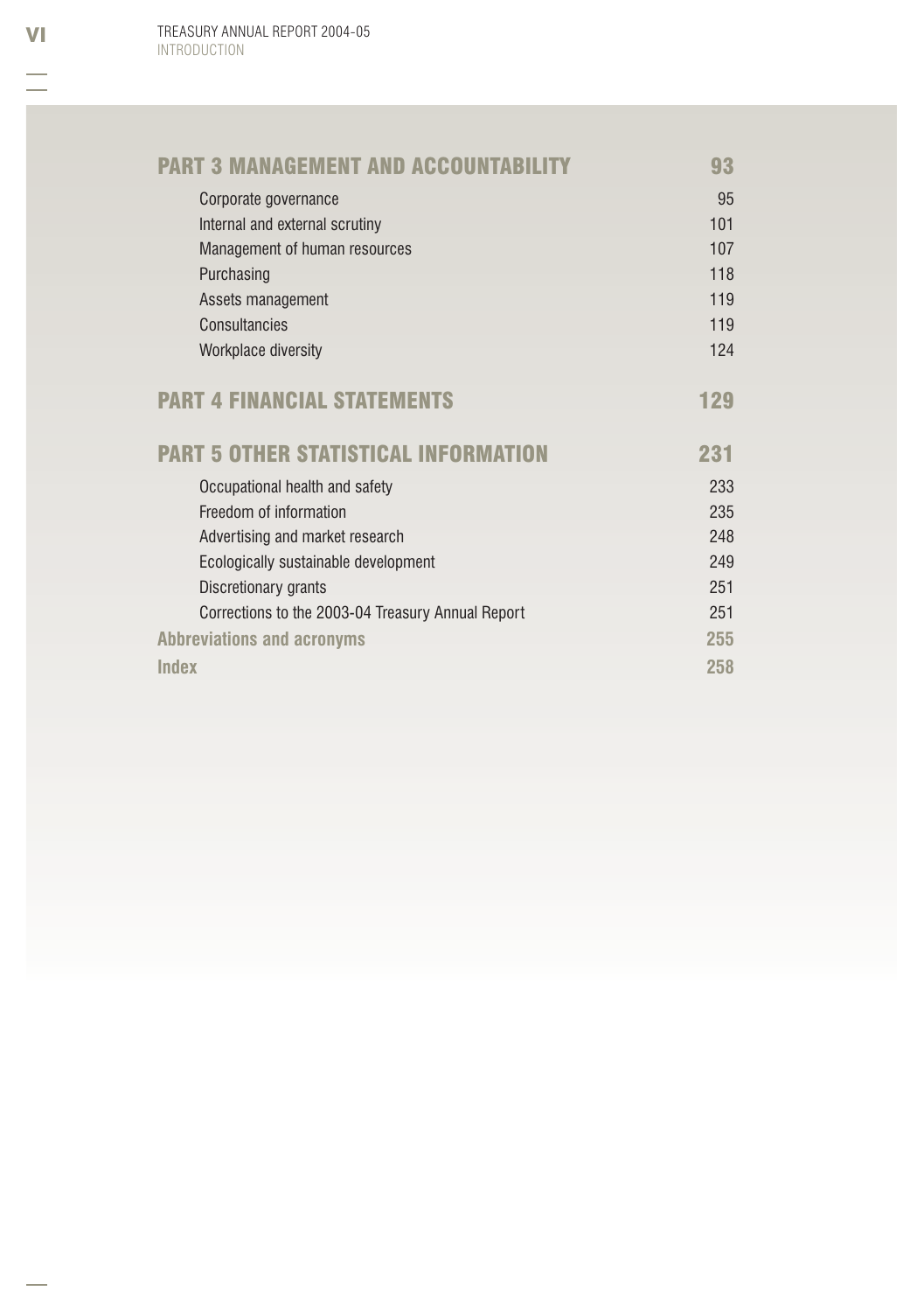| | |
|---|---|
| **PART 3 MANAGEMENT AND ACCOUNTABILITY** | **93** |
| Corporate governance | 95 |
| Internal and external scrutiny | 101 |
| Management of human resources | 107 |
| Purchasing | 118 |
| Assets management | 119 |
| Consultancies | 119 |
| Workplace diversity | 124 |
| **PART 4 FINANCIAL STATEMENTS** | **129** |
| **PART 5 OTHER STATISTICAL INFORMATION** | **231** |
| Occupational health and safety | 233 |
| Freedom of information | 235 |
| Advertising and market research | 248 |
| Ecologically sustainable development | 249 |
| Discretionary grants | 251 |
| Corrections to the 2003-04 Treasury Annual Report | 251 |
| **Abbreviations and acronyms** | **255** |
| **Index** | **258** |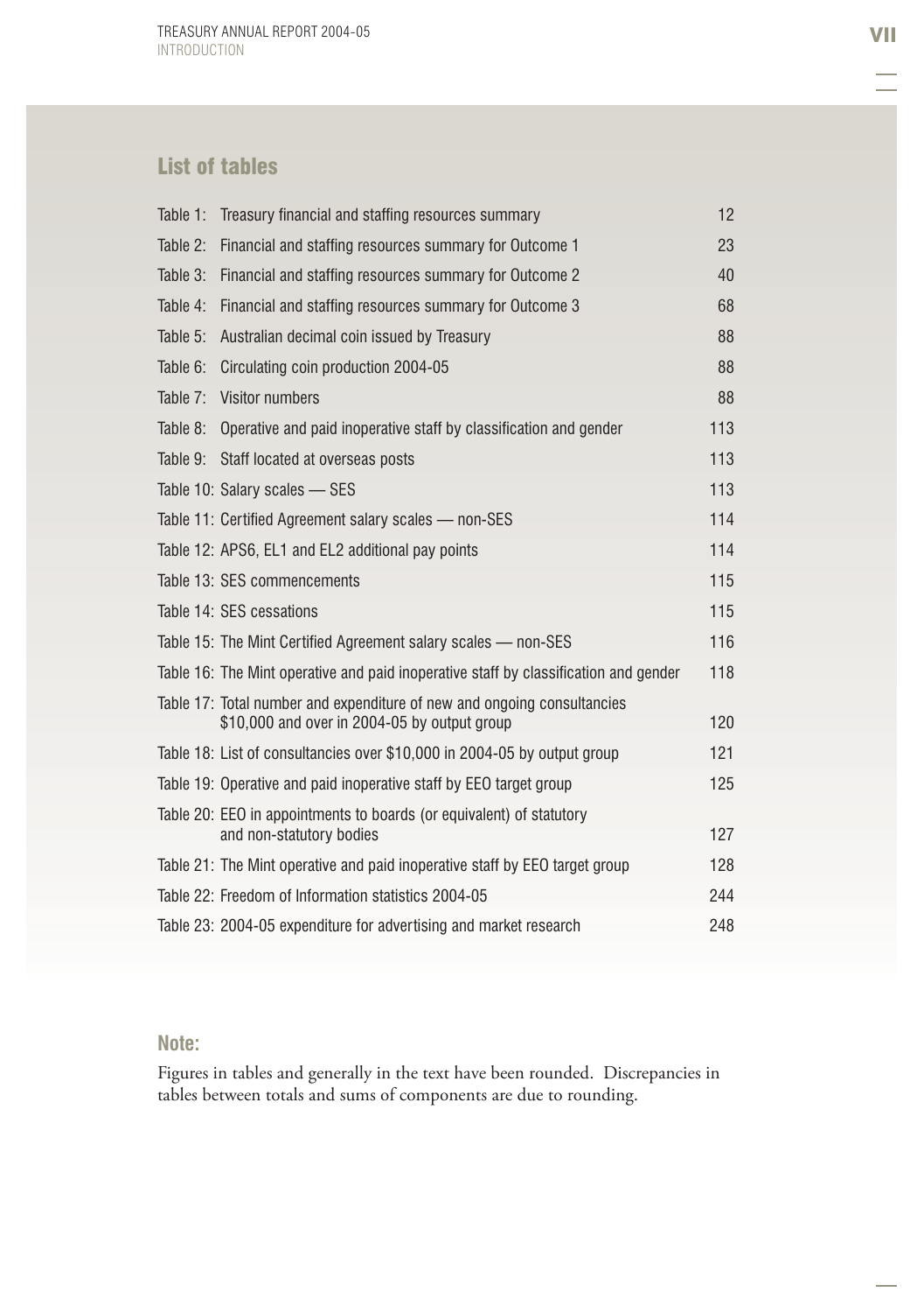## List of tables

| | |
|---|---|
| Table 1: Treasury financial and staffing resources summary | 12 |
| Table 2: Financial and staffing resources summary for Outcome 1 | 23 |
| Table 3: Financial and staffing resources summary for Outcome 2 | 40 |
| Table 4: Financial and staffing resources summary for Outcome 3 | 68 |
| Table 5: Australian decimal coin issued by Treasury | 88 |
| Table 6: Circulating coin production 2004-05 | 88 |
| Table 7: Visitor numbers | 88 |
| Table 8: Operative and paid inoperative staff by classification and gender | 113 |
| Table 9: Staff located at overseas posts | 113 |
| Table 10: Salary scales — SES | 113 |
| Table 11: Certified Agreement salary scales — non-SES | 114 |
| Table 12: APS6, EL1 and EL2 additional pay points | 114 |
| Table 13: SES commencements | 115 |
| Table 14: SES cessations | 115 |
| Table 15: The Mint Certified Agreement salary scales — non-SES | 116 |
| Table 16: The Mint operative and paid inoperative staff by classification and gender | 118 |
| Table 17: Total number and expenditure of new and ongoing consultancies $10,000 and over in 2004-05 by output group | 120 |
| Table 18: List of consultancies over $10,000 in 2004-05 by output group | 121 |
| Table 19: Operative and paid inoperative staff by EEO target group | 125 |
| Table 20: EEO in appointments to boards (or equivalent) of statutory and non-statutory bodies | 127 |
| Table 21: The Mint operative and paid inoperative staff by EEO target group | 128 |
| Table 22: Freedom of Information statistics 2004-05 | 244 |
| Table 23: 2004-05 expenditure for advertising and market research | 248 |

### Note:

Figures in tables and generally in the text have been rounded. Discrepancies in tables between totals and sums of components are due to rounding.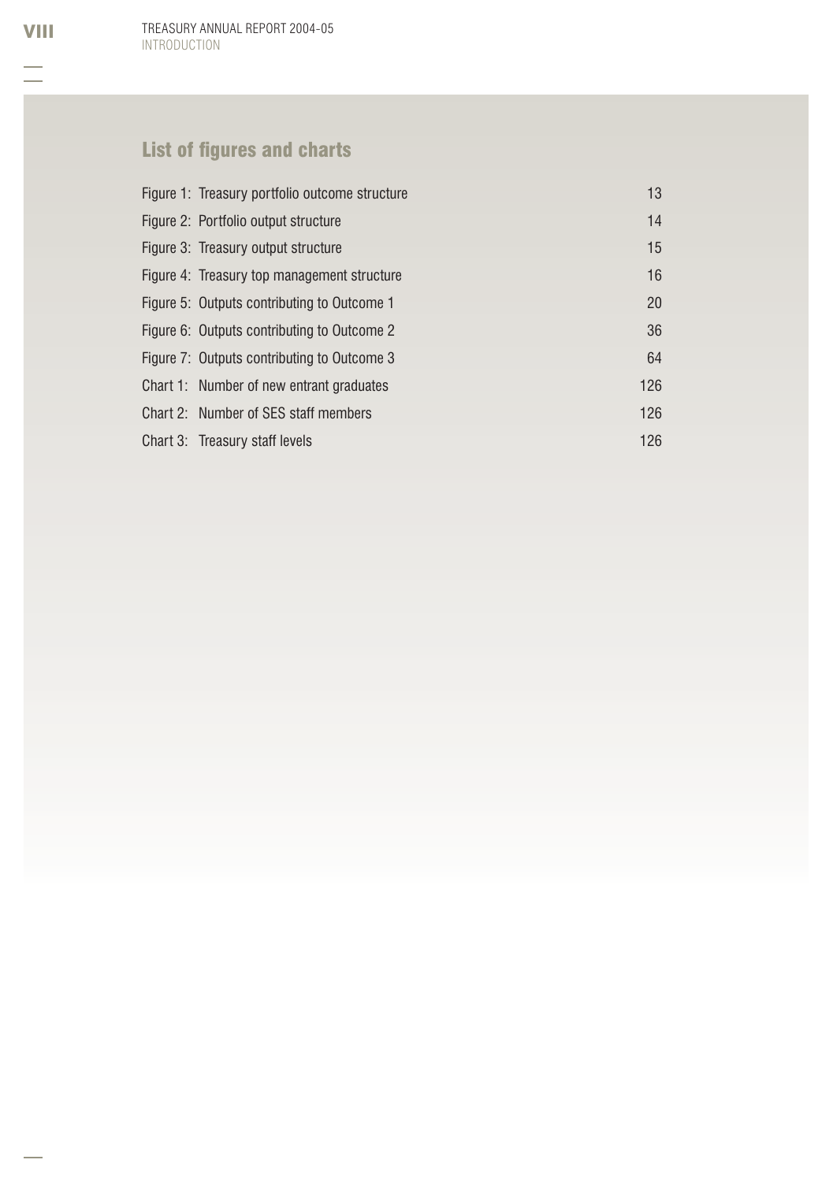## List of figures and charts

| | |
|---|---|
| Figure 1: Treasury portfolio outcome structure | 13 |
| Figure 2: Portfolio output structure | 14 |
| Figure 3: Treasury output structure | 15 |
| Figure 4: Treasury top management structure | 16 |
| Figure 5: Outputs contributing to Outcome 1 | 20 |
| Figure 6: Outputs contributing to Outcome 2 | 36 |
| Figure 7: Outputs contributing to Outcome 3 | 64 |
| Chart 1: Number of new entrant graduates | 126 |
| Chart 2: Number of SES staff members | 126 |
| Chart 3: Treasury staff levels | 126 |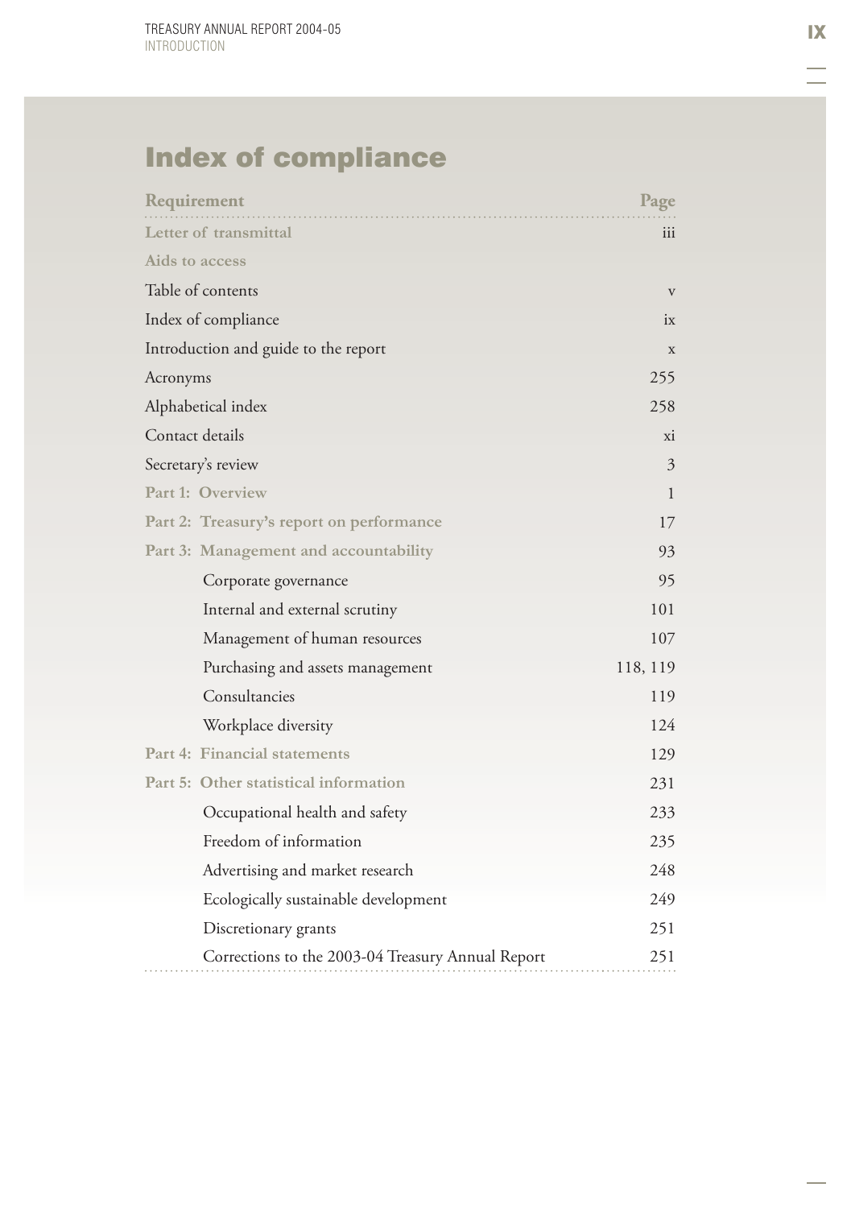# Index of compliance

| Requirement | Page |
|---|---|
| **Letter of transmittal** | iii |
| **Aids to access** | |
| Table of contents | v |
| Index of compliance | ix |
| Introduction and guide to the report | x |
| Acronyms | 255 |
| Alphabetical index | 258 |
| Contact details | xi |
| Secretary's review | 3 |
| **Part 1: Overview** | 1 |
| **Part 2: Treasury's report on performance** | 17 |
| **Part 3: Management and accountability** | 93 |
| Corporate governance | 95 |
| Internal and external scrutiny | 101 |
| Management of human resources | 107 |
| Purchasing and assets management | 118, 119 |
| Consultancies | 119 |
| Workplace diversity | 124 |
| **Part 4: Financial statements** | 129 |
| **Part 5: Other statistical information** | 231 |
| Occupational health and safety | 233 |
| Freedom of information | 235 |
| Advertising and market research | 248 |
| Ecologically sustainable development | 249 |
| Discretionary grants | 251 |
| Corrections to the 2003-04 Treasury Annual Report | 251 |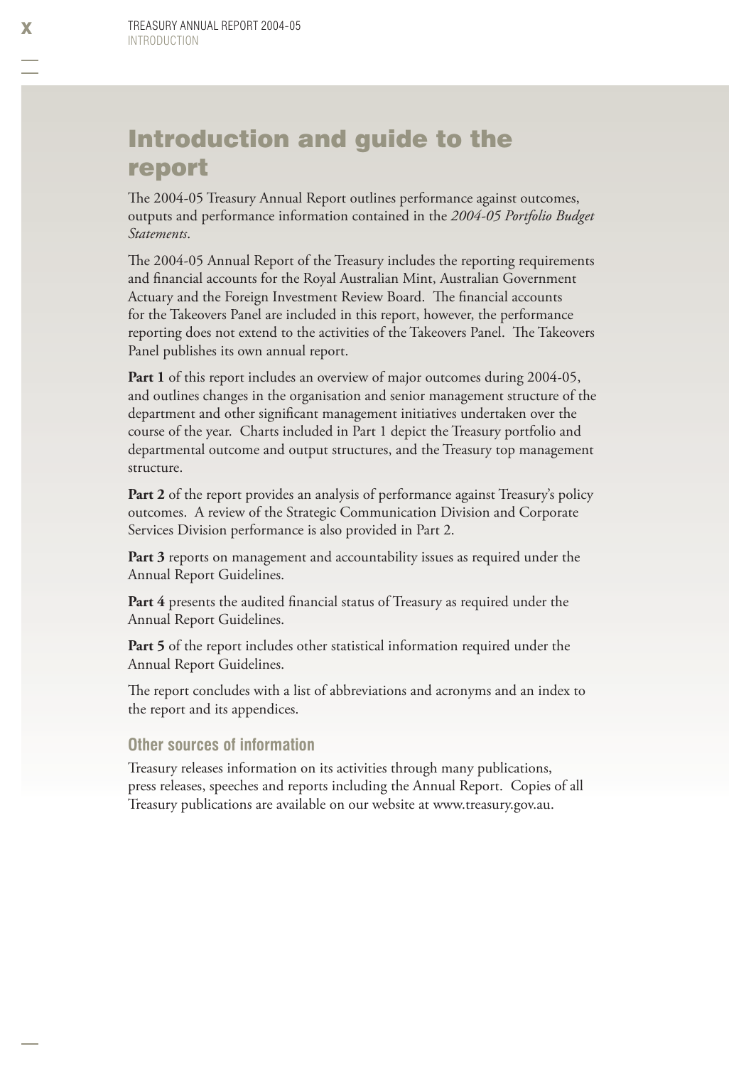# Introduction and guide to the report

The 2004-05 Treasury Annual Report outlines performance against outcomes, outputs and performance information contained in the *2004-05 Portfolio Budget Statements*.

The 2004-05 Annual Report of the Treasury includes the reporting requirements and financial accounts for the Royal Australian Mint, Australian Government Actuary and the Foreign Investment Review Board. The financial accounts for the Takeovers Panel are included in this report, however, the performance reporting does not extend to the activities of the Takeovers Panel. The Takeovers Panel publishes its own annual report.

**Part 1** of this report includes an overview of major outcomes during 2004-05, and outlines changes in the organisation and senior management structure of the department and other significant management initiatives undertaken over the course of the year. Charts included in Part 1 depict the Treasury portfolio and departmental outcome and output structures, and the Treasury top management structure.

**Part 2** of the report provides an analysis of performance against Treasury's policy outcomes. A review of the Strategic Communication Division and Corporate Services Division performance is also provided in Part 2.

**Part 3** reports on management and accountability issues as required under the Annual Report Guidelines.

**Part 4** presents the audited financial status of Treasury as required under the Annual Report Guidelines.

**Part 5** of the report includes other statistical information required under the Annual Report Guidelines.

The report concludes with a list of abbreviations and acronyms and an index to the report and its appendices.

### Other sources of information

Treasury releases information on its activities through many publications, press releases, speeches and reports including the Annual Report. Copies of all Treasury publications are available on our website at www.treasury.gov.au.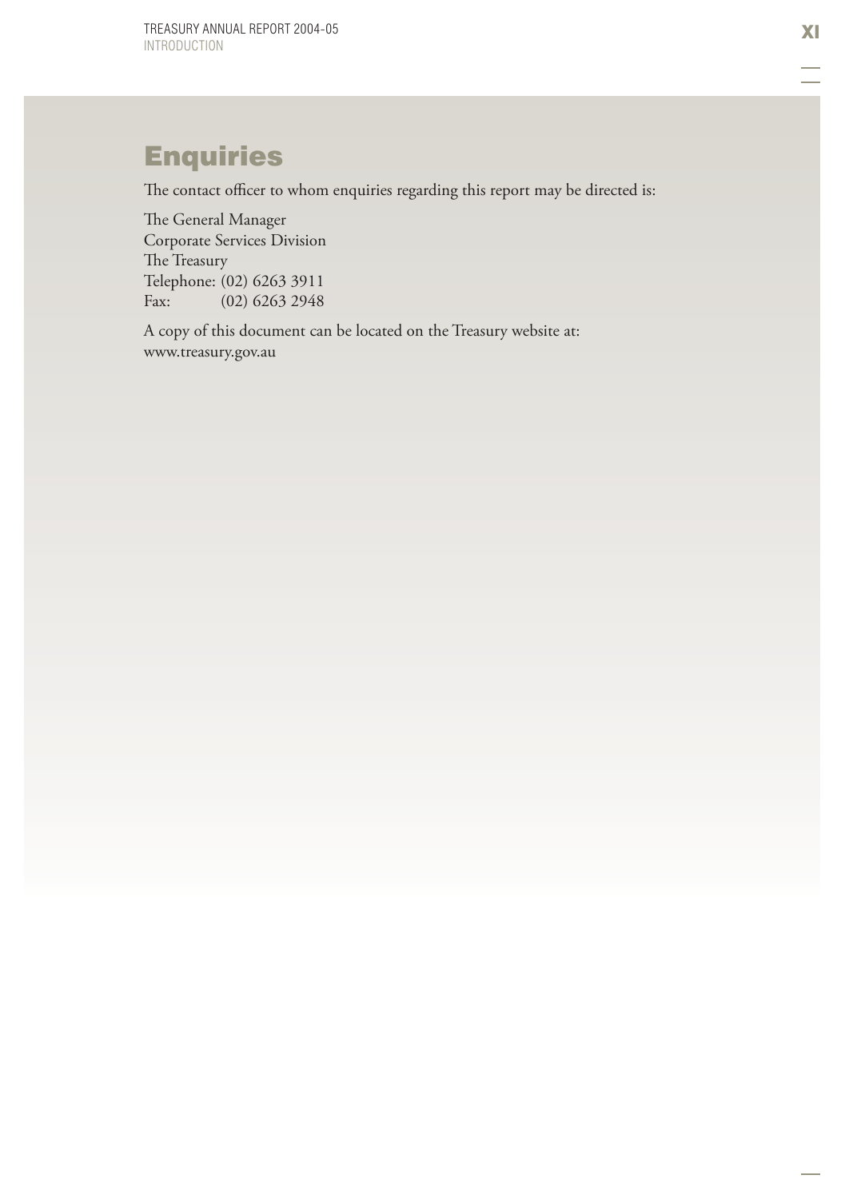# Enquiries

The contact officer to whom enquiries regarding this report may be directed is:

The General Manager
Corporate Services Division
The Treasury
Telephone: (02) 6263 3911
Fax: (02) 6263 2948

A copy of this document can be located on the Treasury website at:
www.treasury.gov.au